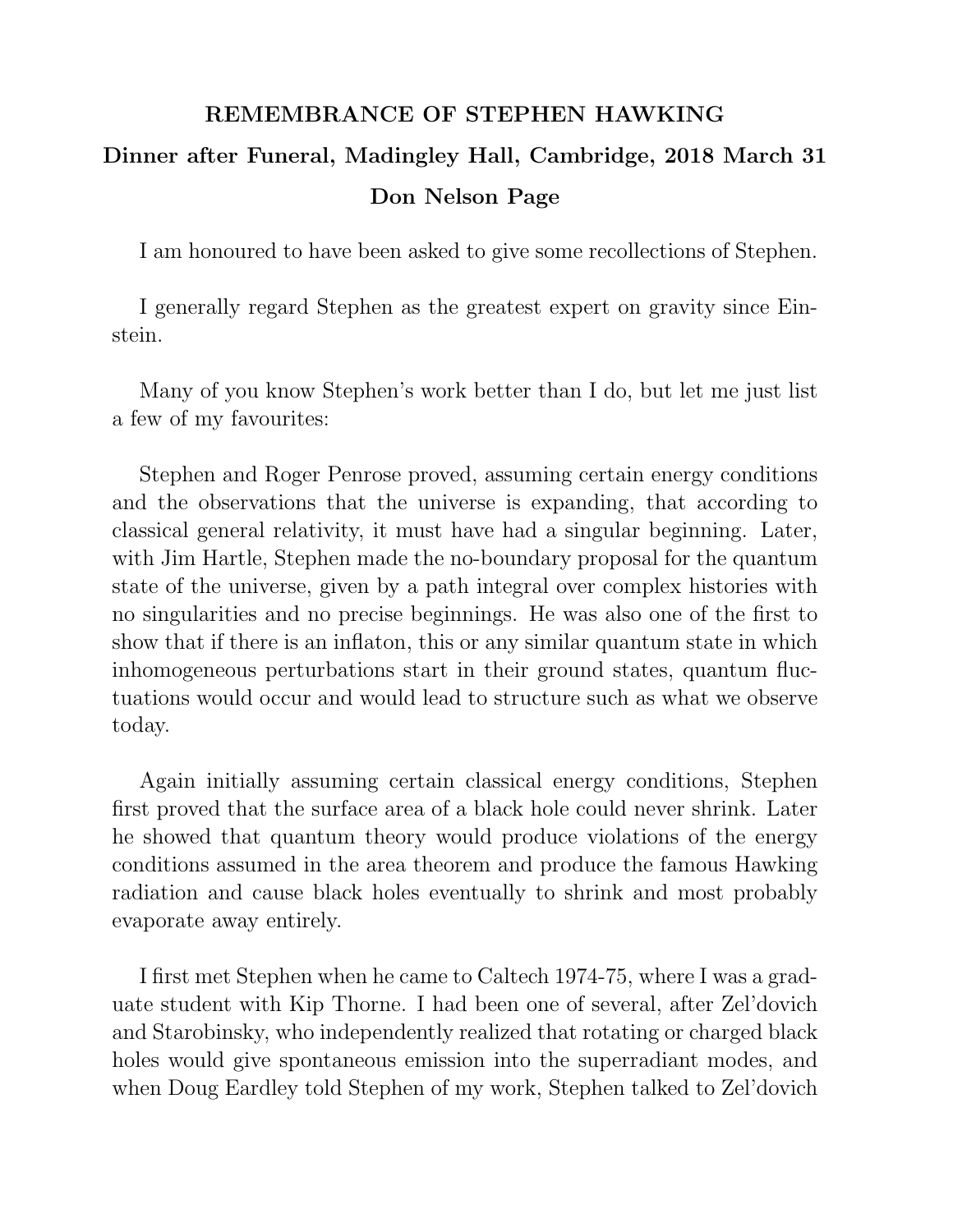**REMEMBRANCE OF STEPHEN HAWKING**

**Dinner after Funeral, Madingley Hall, Cambridge, 2018 March 31**

**Don Nelson Page**

I am honoured to have been asked to give some recollections of Stephen.

I generally regard Stephen as the greatest expert on gravity since Einstein.

Many of you know Stephen's work better than I do, but let me just list a few of my favourites:

Stephen and Roger Penrose proved, assuming certain energy conditions and the observations that the universe is expanding, that according to classical general relativity, it must have had a singular beginning. Later, with Jim Hartle, Stephen made the no-boundary proposal for the quantum state of the universe, given by a path integral over complex histories with no singularities and no precise beginnings. He was also one of the first to show that if there is an inflaton, this or any similar quantum state in which inhomogeneous perturbations start in their ground states, quantum fluctuations would occur and would lead to structure such as what we observe today.

Again initially assuming certain classical energy conditions, Stephen first proved that the surface area of a black hole could never shrink. Later he showed that quantum theory would produce violations of the energy conditions assumed in the area theorem and produce the famous Hawking radiation and cause black holes eventually to shrink and most probably evaporate away entirely.

I first met Stephen when he came to Caltech 1974-75, where I was a graduate student with Kip Thorne. I had been one of several, after Zel'dovich and Starobinsky, who independently realized that rotating or charged black holes would give spontaneous emission into the superradiant modes, and when Doug Eardley told Stephen of my work, Stephen talked to Zel'dovich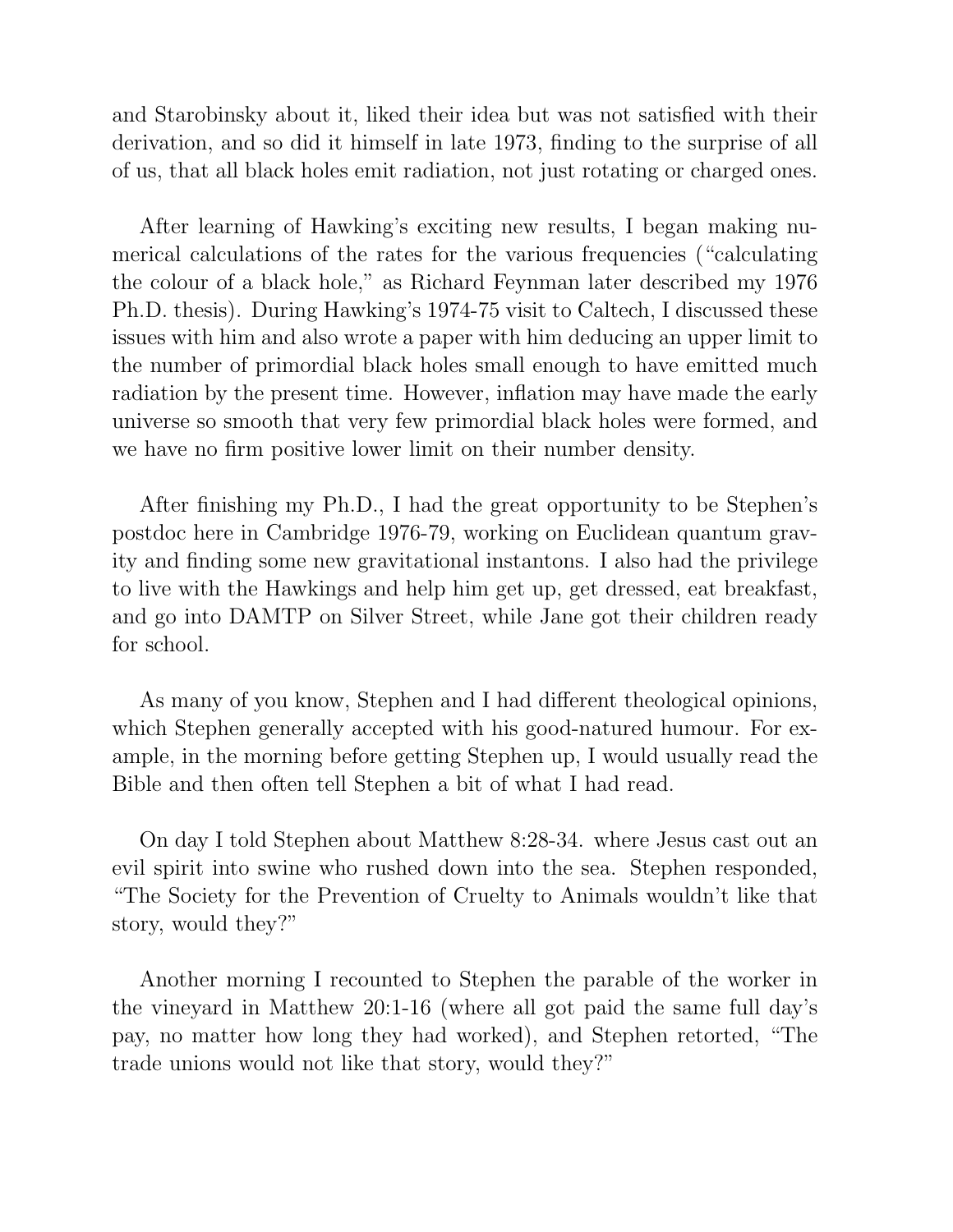and Starobinsky about it, liked their idea but was not satisfied with their derivation, and so did it himself in late 1973, finding to the surprise of all of us, that all black holes emit radiation, not just rotating or charged ones.

After learning of Hawking's exciting new results, I began making numerical calculations of the rates for the various frequencies ("calculating the colour of a black hole," as Richard Feynman later described my 1976 Ph.D. thesis). During Hawking's 1974-75 visit to Caltech, I discussed these issues with him and also wrote a paper with him deducing an upper limit to the number of primordial black holes small enough to have emitted much radiation by the present time. However, inflation may have made the early universe so smooth that very few primordial black holes were formed, and we have no firm positive lower limit on their number density.

After finishing my Ph.D., I had the great opportunity to be Stephen's postdoc here in Cambridge 1976-79, working on Euclidean quantum gravity and finding some new gravitational instantons. I also had the privilege to live with the Hawkings and help him get up, get dressed, eat breakfast, and go into DAMTP on Silver Street, while Jane got their children ready for school.

As many of you know, Stephen and I had different theological opinions, which Stephen generally accepted with his good-natured humour. For example, in the morning before getting Stephen up, I would usually read the Bible and then often tell Stephen a bit of what I had read.

On day I told Stephen about Matthew 8:28-34. where Jesus cast out an evil spirit into swine who rushed down into the sea. Stephen responded, "The Society for the Prevention of Cruelty to Animals wouldn't like that story, would they?"

Another morning I recounted to Stephen the parable of the worker in the vineyard in Matthew 20:1-16 (where all got paid the same full day's pay, no matter how long they had worked), and Stephen retorted, "The trade unions would not like that story, would they?"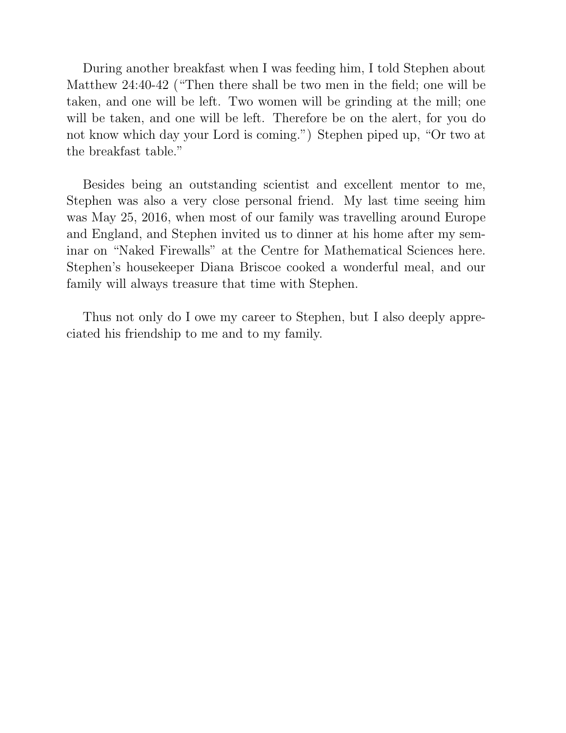During another breakfast when I was feeding him, I told Stephen about Matthew 24:40-42 ("Then there shall be two men in the field; one will be taken, and one will be left. Two women will be grinding at the mill; one will be taken, and one will be left. Therefore be on the alert, for you do not know which day your Lord is coming.") Stephen piped up, "Or two at the breakfast table."

Besides being an outstanding scientist and excellent mentor to me, Stephen was also a very close personal friend. My last time seeing him was May 25, 2016, when most of our family was travelling around Europe and England, and Stephen invited us to dinner at his home after my seminar on "Naked Firewalls" at the Centre for Mathematical Sciences here. Stephen's housekeeper Diana Briscoe cooked a wonderful meal, and our family will always treasure that time with Stephen.

Thus not only do I owe my career to Stephen, but I also deeply appreciated his friendship to me and to my family.